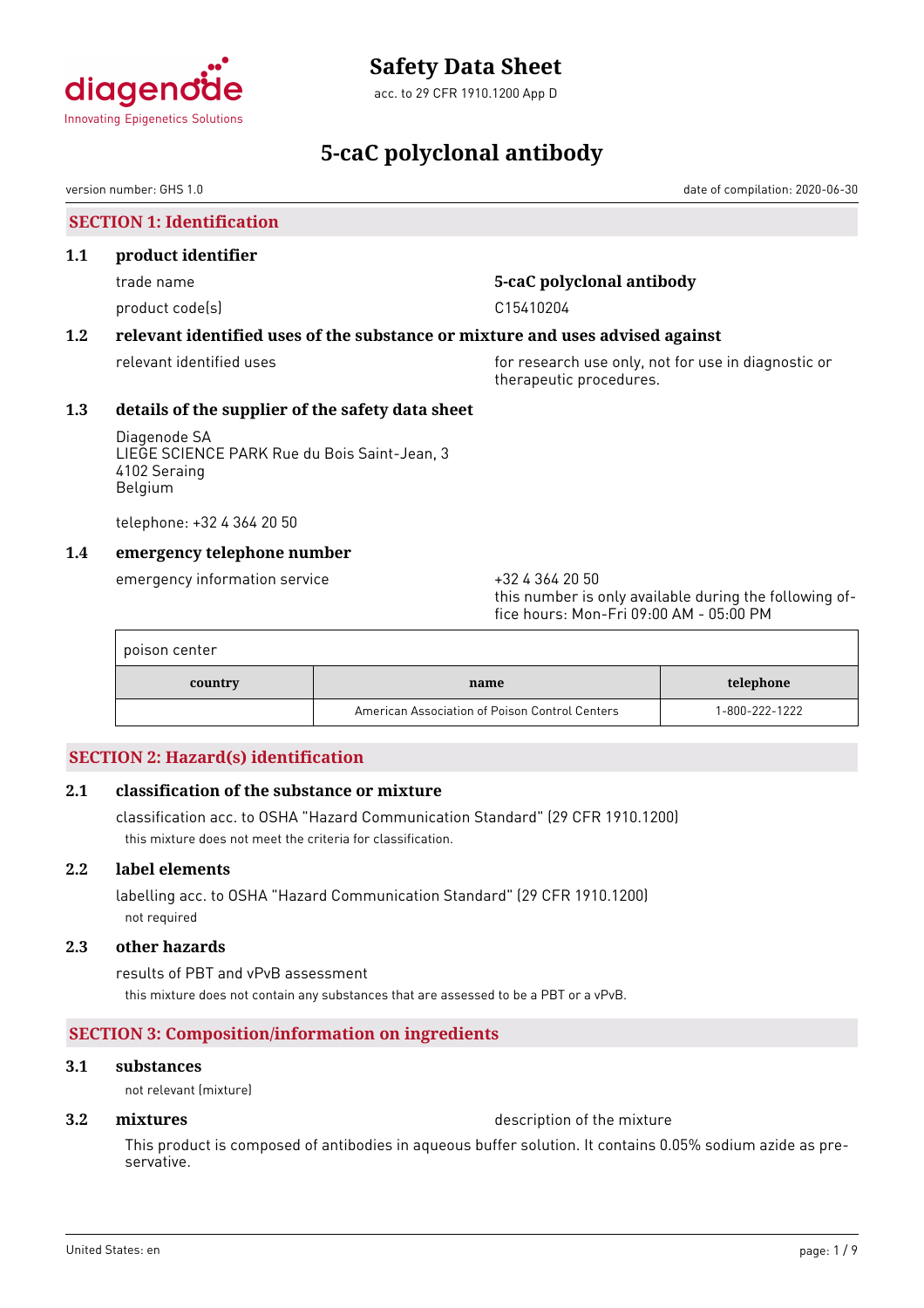# Safety Data Sheet

acc. to 29 CFR 1910.1200 App D

# 5-caC polyclonal antibody

version number: GHS 1.0

date of compilation: 2020-06-30

## SECTION 1: Identification

### 1.1 product identifier

trade name: **5-caC polyclonal antibody**

product code(s): C15410204

### 1.2 relevant identified uses of the substance or mixture and uses advised against

relevant identified uses: for research use only, not for use in diagnostic or therapeutic procedures.

### 1.3 details of the supplier of the safety data sheet

Diagenode SA
LIEGE SCIENCE PARK Rue du Bois Saint-Jean, 3
4102 Seraing
Belgium

telephone: +32 4 364 20 50

### 1.4 emergency telephone number

emergency information service: +32 4 364 20 50
this number is only available during the following office hours: Mon-Fri 09:00 AM - 05:00 PM

poison center

| country | name | telephone |
|---|---|---|
| | American Association of Poison Control Centers | 1-800-222-1222 |

## SECTION 2: Hazard(s) identification

### 2.1 classification of the substance or mixture

classification acc. to OSHA "Hazard Communication Standard" (29 CFR 1910.1200)

this mixture does not meet the criteria for classification.

### 2.2 label elements

labelling acc. to OSHA "Hazard Communication Standard" (29 CFR 1910.1200)

not required

### 2.3 other hazards

results of PBT and vPvB assessment

this mixture does not contain any substances that are assessed to be a PBT or a vPvB.

## SECTION 3: Composition/information on ingredients

### 3.1 substances

not relevant (mixture)

### 3.2 mixtures

description of the mixture

This product is composed of antibodies in aqueous buffer solution. It contains 0.05% sodium azide as preservative.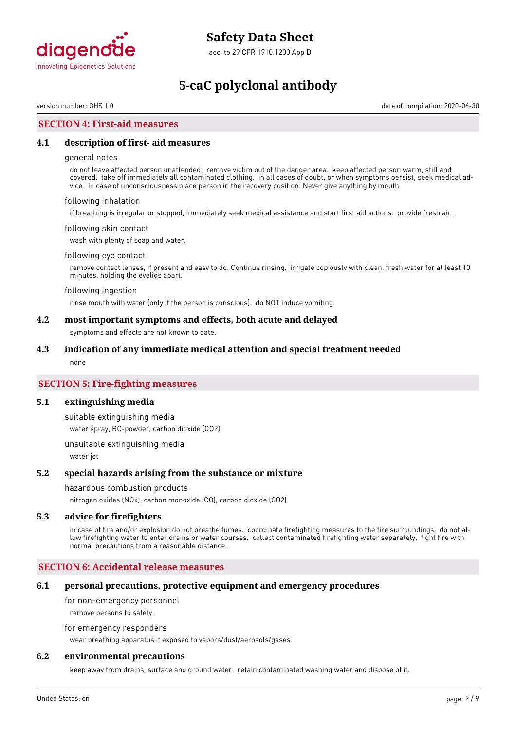## SECTION 4: First-aid measures

### 4.1 description of first- aid measures

general notes

do not leave affected person unattended. remove victim out of the danger area. keep affected person warm, still and covered. take off immediately all contaminated clothing. in all cases of doubt, or when symptoms persist, seek medical advice. in case of unconsciousness place person in the recovery position. Never give anything by mouth.

following inhalation

if breathing is irregular or stopped, immediately seek medical assistance and start first aid actions. provide fresh air.

following skin contact

wash with plenty of soap and water.

following eye contact

remove contact lenses, if present and easy to do. Continue rinsing. irrigate copiously with clean, fresh water for at least 10 minutes, holding the eyelids apart.

following ingestion

rinse mouth with water (only if the person is conscious). do NOT induce vomiting.

### 4.2 most important symptoms and effects, both acute and delayed

symptoms and effects are not known to date.

### 4.3 indication of any immediate medical attention and special treatment needed

none

## SECTION 5: Fire-fighting measures

### 5.1 extinguishing media

suitable extinguishing media

water spray, BC-powder, carbon dioxide ($CO_2$)

unsuitable extinguishing media

water jet

### 5.2 special hazards arising from the substance or mixture

hazardous combustion products

nitrogen oxides ($NO_x$), carbon monoxide (CO), carbon dioxide ($CO_2$)

### 5.3 advice for firefighters

in case of fire and/or explosion do not breathe fumes. coordinate firefighting measures to the fire surroundings. do not allow firefighting water to enter drains or water courses. collect contaminated firefighting water separately. fight fire with normal precautions from a reasonable distance.

## SECTION 6: Accidental release measures

### 6.1 personal precautions, protective equipment and emergency procedures

for non-emergency personnel

remove persons to safety.

for emergency responders

wear breathing apparatus if exposed to vapors/dust/aerosols/gases.

### 6.2 environmental precautions

keep away from drains, surface and ground water. retain contaminated washing water and dispose of it.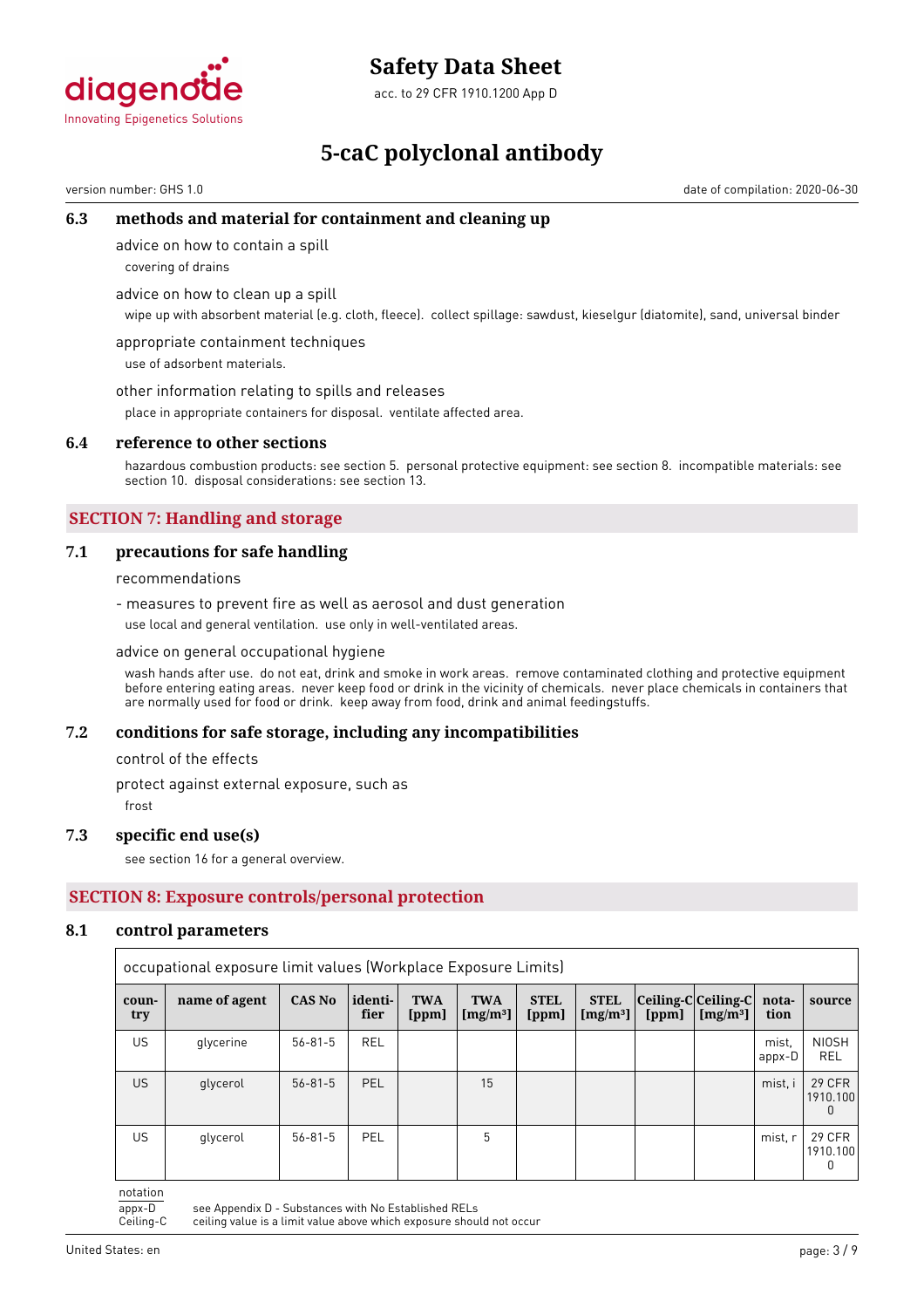### 6.3 methods and material for containment and cleaning up

advice on how to contain a spill

covering of drains

advice on how to clean up a spill

wipe up with absorbent material (e.g. cloth, fleece). collect spillage: sawdust, kieselgur (diatomite), sand, universal binder

appropriate containment techniques

use of adsorbent materials.

other information relating to spills and releases

place in appropriate containers for disposal. ventilate affected area.

### 6.4 reference to other sections

hazardous combustion products: see section 5. personal protective equipment: see section 8. incompatible materials: see section 10. disposal considerations: see section 13.

## SECTION 7: Handling and storage

### 7.1 precautions for safe handling

recommendations

- measures to prevent fire as well as aerosol and dust generation

use local and general ventilation. use only in well-ventilated areas.

advice on general occupational hygiene

wash hands after use. do not eat, drink and smoke in work areas. remove contaminated clothing and protective equipment before entering eating areas. never keep food or drink in the vicinity of chemicals. never place chemicals in containers that are normally used for food or drink. keep away from food, drink and animal feedingstuffs.

### 7.2 conditions for safe storage, including any incompatibilities

control of the effects

protect against external exposure, such as

frost

### 7.3 specific end use(s)

see section 16 for a general overview.

## SECTION 8: Exposure controls/personal protection

### 8.1 control parameters

occupational exposure limit values (Workplace Exposure Limits)

| country | name of agent | CAS No | identifier | TWA [ppm] | TWA [mg/m³] | STEL [ppm] | STEL [mg/m³] | Ceiling-C [ppm] | Ceiling-C [mg/m³] | notation | source |
|---|---|---|---|---|---|---|---|---|---|---|---|
| US | glycerine | 56-81-5 | REL | | | | | | | mist, appx-D | NIOSH REL |
| US | glycerol | 56-81-5 | PEL | | 15 | | | | | mist, i | 29 CFR 1910.1000 |
| US | glycerol | 56-81-5 | PEL | | 5 | | | | | mist, r | 29 CFR 1910.1000 |

notation

appx-D see Appendix D - Substances with No Established RELs

Ceiling-C ceiling value is a limit value above which exposure should not occur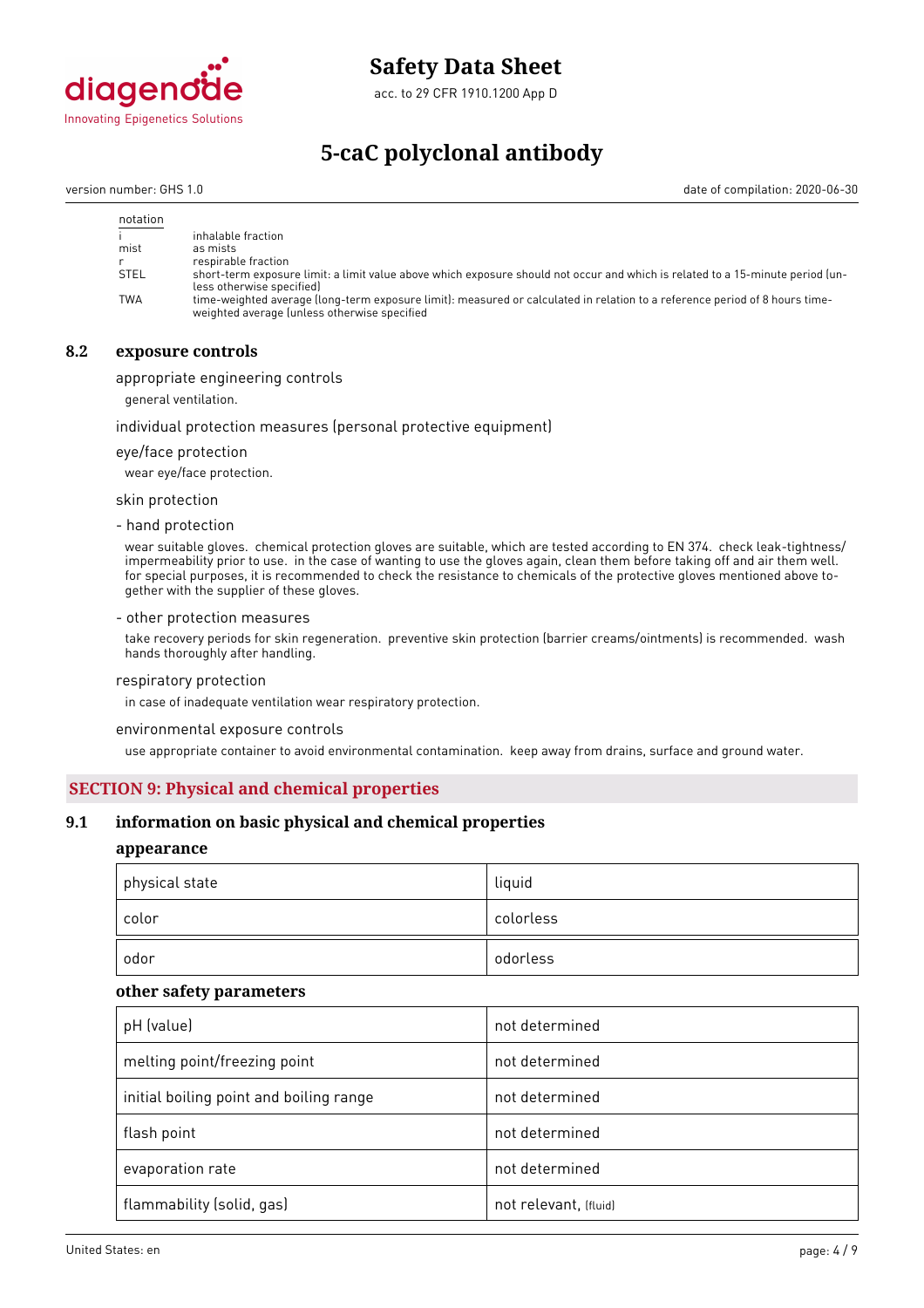| notation | |
|---|---|
| i | inhalable fraction |
| mist | as mists |
| r | respirable fraction |
| STEL | short-term exposure limit: a limit value above which exposure should not occur and which is related to a 15-minute period (unless otherwise specified) |
| TWA | time-weighted average (long-term exposure limit): measured or calculated in relation to a reference period of 8 hours time-weighted average (unless otherwise specified |

### 8.2 exposure controls

appropriate engineering controls

general ventilation.

individual protection measures (personal protective equipment)

eye/face protection

wear eye/face protection.

skin protection

- hand protection

wear suitable gloves. chemical protection gloves are suitable, which are tested according to EN 374. check leak-tightness/impermeability prior to use. in the case of wanting to use the gloves again, clean them before taking off and air them well. for special purposes, it is recommended to check the resistance to chemicals of the protective gloves mentioned above together with the supplier of these gloves.

- other protection measures

take recovery periods for skin regeneration. preventive skin protection (barrier creams/ointments) is recommended. wash hands thoroughly after handling.

respiratory protection

in case of inadequate ventilation wear respiratory protection.

environmental exposure controls

use appropriate container to avoid environmental contamination. keep away from drains, surface and ground water.

## SECTION 9: Physical and chemical properties

### 9.1 information on basic physical and chemical properties

**appearance**

| | |
|---|---|
| physical state | liquid |
| color | colorless |
| odor | odorless |

**other safety parameters**

| | |
|---|---|
| pH (value) | not determined |
| melting point/freezing point | not determined |
| initial boiling point and boiling range | not determined |
| flash point | not determined |
| evaporation rate | not determined |
| flammability (solid, gas) | not relevant, (fluid) |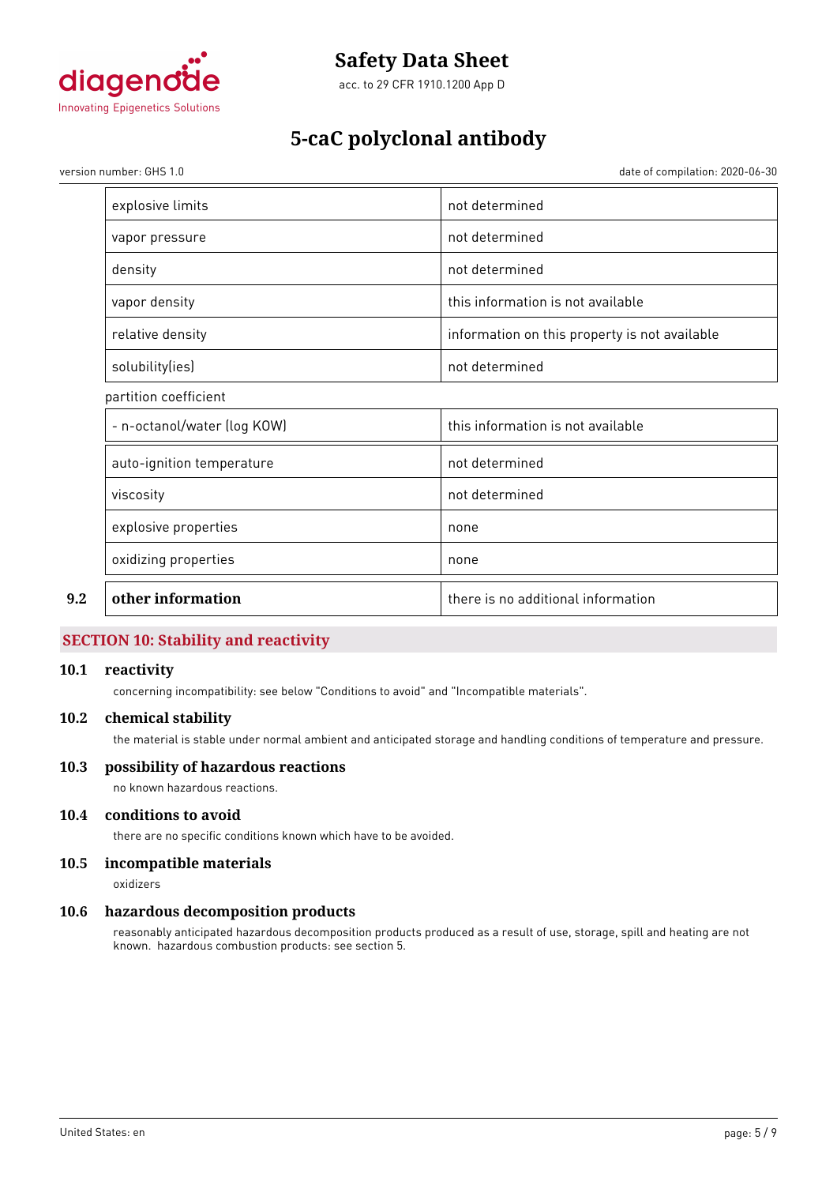| | |
|---|---|
| explosive limits | not determined |
| vapor pressure | not determined |
| density | not determined |
| vapor density | this information is not available |
| relative density | information on this property is not available |
| solubility(ies) | not determined |

partition coefficient

| | |
|---|---|
| - n-octanol/water (log KOW) | this information is not available |
| auto-ignition temperature | not determined |
| viscosity | not determined |
| explosive properties | none |
| oxidizing properties | none |

| | | |
|---|---|---|
| **9.2** | **other information** | there is no additional information |

## SECTION 10: Stability and reactivity

### 10.1 reactivity

concerning incompatibility: see below "Conditions to avoid" and "Incompatible materials".

### 10.2 chemical stability

the material is stable under normal ambient and anticipated storage and handling conditions of temperature and pressure.

### 10.3 possibility of hazardous reactions

no known hazardous reactions.

### 10.4 conditions to avoid

there are no specific conditions known which have to be avoided.

### 10.5 incompatible materials

oxidizers

### 10.6 hazardous decomposition products

reasonably anticipated hazardous decomposition products produced as a result of use, storage, spill and heating are not known. hazardous combustion products: see section 5.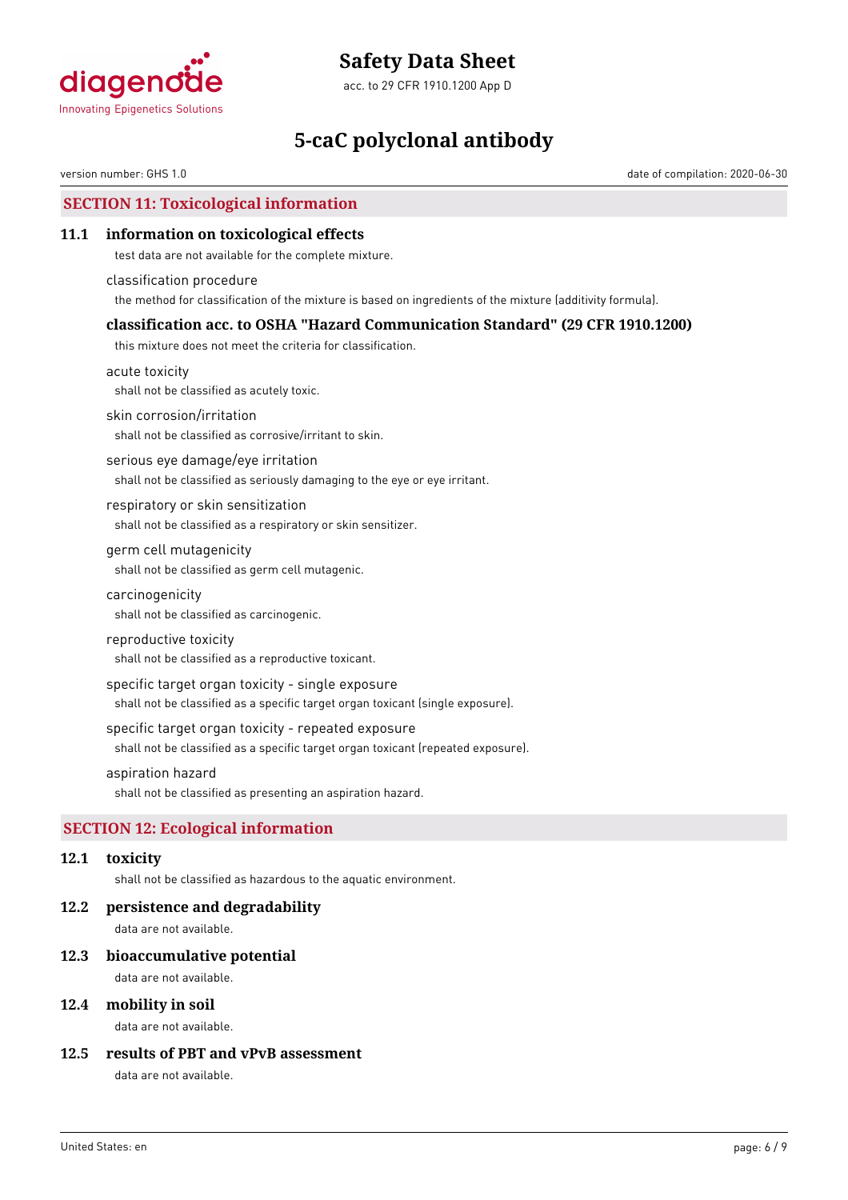## SECTION 11: Toxicological information

### 11.1 information on toxicological effects

test data are not available for the complete mixture.

classification procedure

the method for classification of the mixture is based on ingredients of the mixture (additivity formula).

#### classification acc. to OSHA "Hazard Communication Standard" (29 CFR 1910.1200)

this mixture does not meet the criteria for classification.

acute toxicity

shall not be classified as acutely toxic.

skin corrosion/irritation

shall not be classified as corrosive/irritant to skin.

serious eye damage/eye irritation

shall not be classified as seriously damaging to the eye or eye irritant.

respiratory or skin sensitization

shall not be classified as a respiratory or skin sensitizer.

germ cell mutagenicity

shall not be classified as germ cell mutagenic.

carcinogenicity

shall not be classified as carcinogenic.

reproductive toxicity

shall not be classified as a reproductive toxicant.

specific target organ toxicity - single exposure

shall not be classified as a specific target organ toxicant (single exposure).

specific target organ toxicity - repeated exposure

shall not be classified as a specific target organ toxicant (repeated exposure).

aspiration hazard

shall not be classified as presenting an aspiration hazard.

## SECTION 12: Ecological information

### 12.1 toxicity

shall not be classified as hazardous to the aquatic environment.

### 12.2 persistence and degradability

data are not available.

### 12.3 bioaccumulative potential

data are not available.

### 12.4 mobility in soil

data are not available.

### 12.5 results of PBT and vPvB assessment

data are not available.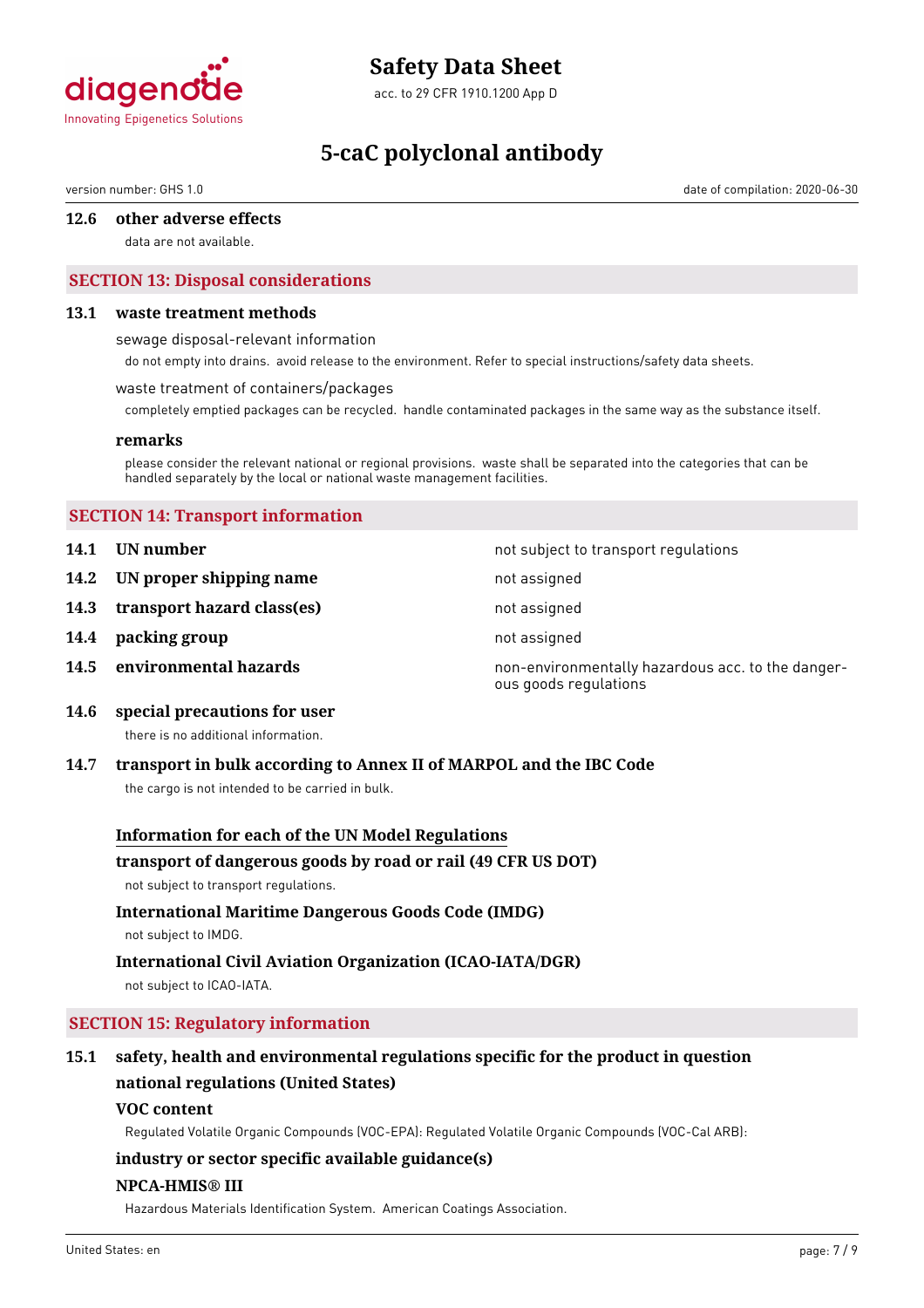### 12.6 other adverse effects

data are not available.

## SECTION 13: Disposal considerations

### 13.1 waste treatment methods

sewage disposal-relevant information

do not empty into drains. avoid release to the environment. Refer to special instructions/safety data sheets.

waste treatment of containers/packages

completely emptied packages can be recycled. handle contaminated packages in the same way as the substance itself.

**remarks**

please consider the relevant national or regional provisions. waste shall be separated into the categories that can be handled separately by the local or national waste management facilities.

## SECTION 14: Transport information

| | | |
|---|---|---|
| **14.1** | **UN number** | not subject to transport regulations |
| **14.2** | **UN proper shipping name** | not assigned |
| **14.3** | **transport hazard class(es)** | not assigned |
| **14.4** | **packing group** | not assigned |
| **14.5** | **environmental hazards** | non-environmentally hazardous acc. to the dangerous goods regulations |

### 14.6 special precautions for user

there is no additional information.

### 14.7 transport in bulk according to Annex II of MARPOL and the IBC Code

the cargo is not intended to be carried in bulk.

**Information for each of the UN Model Regulations**

**transport of dangerous goods by road or rail (49 CFR US DOT)**

not subject to transport regulations.

**International Maritime Dangerous Goods Code (IMDG)**

not subject to IMDG.

**International Civil Aviation Organization (ICAO-IATA/DGR)**

not subject to ICAO-IATA.

## SECTION 15: Regulatory information

### 15.1 safety, health and environmental regulations specific for the product in question

**national regulations (United States)**

**VOC content**

Regulated Volatile Organic Compounds (VOC-EPA): Regulated Volatile Organic Compounds (VOC-Cal ARB):

**industry or sector specific available guidance(s)**

**NPCA-HMIS® III**

Hazardous Materials Identification System. American Coatings Association.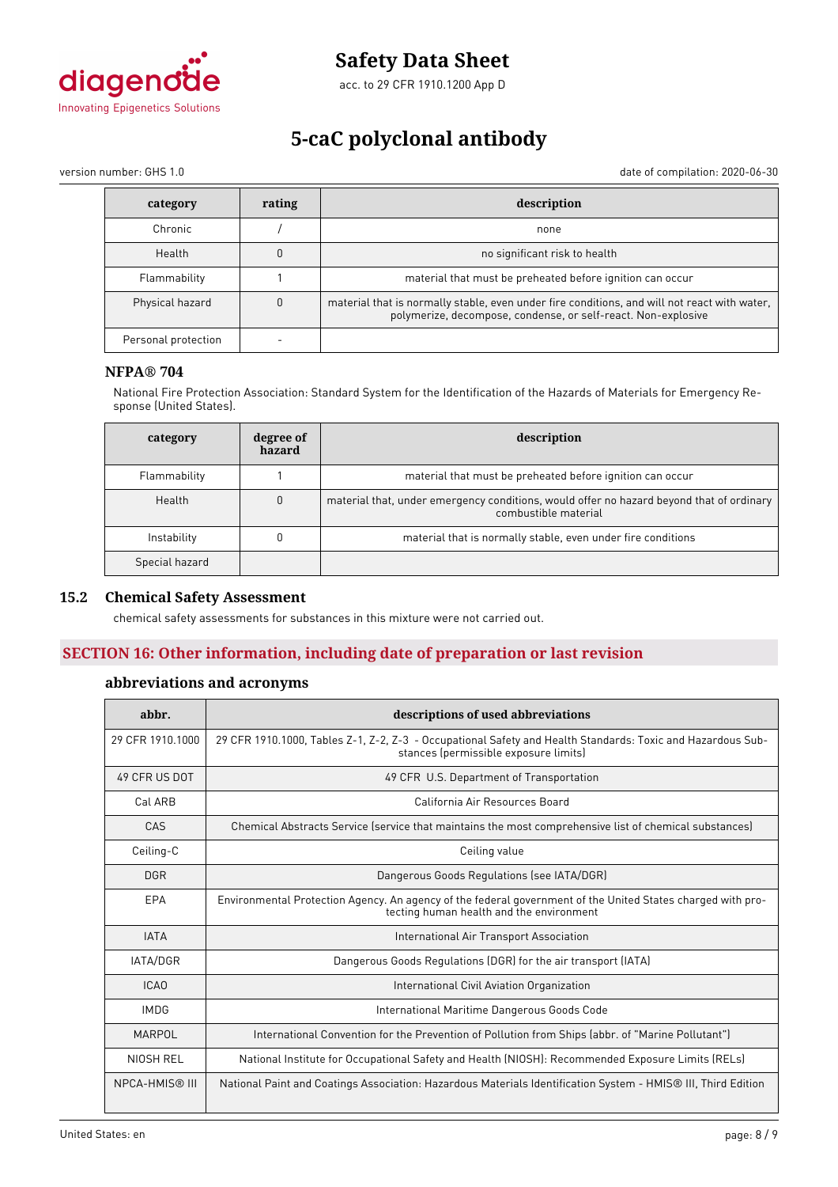| category | rating | description |
|---|---|---|
| Chronic | / | none |
| Health | 0 | no significant risk to health |
| Flammability | 1 | material that must be preheated before ignition can occur |
| Physical hazard | 0 | material that is normally stable, even under fire conditions, and will not react with water, polymerize, decompose, condense, or self-react. Non-explosive |
| Personal protection | - | |

### NFPA® 704

National Fire Protection Association: Standard System for the Identification of the Hazards of Materials for Emergency Response (United States).

| category | degree of hazard | description |
|---|---|---|
| Flammability | 1 | material that must be preheated before ignition can occur |
| Health | 0 | material that, under emergency conditions, would offer no hazard beyond that of ordinary combustible material |
| Instability | 0 | material that is normally stable, even under fire conditions |
| Special hazard | | |

### 15.2 Chemical Safety Assessment

chemical safety assessments for substances in this mixture were not carried out.

## SECTION 16: Other information, including date of preparation or last revision

### abbreviations and acronyms

| abbr. | descriptions of used abbreviations |
|---|---|
| 29 CFR 1910.1000 | 29 CFR 1910.1000, Tables Z-1, Z-2, Z-3 - Occupational Safety and Health Standards: Toxic and Hazardous Substances (permissible exposure limits) |
| 49 CFR US DOT | 49 CFR U.S. Department of Transportation |
| Cal ARB | California Air Resources Board |
| CAS | Chemical Abstracts Service (service that maintains the most comprehensive list of chemical substances) |
| Ceiling-C | Ceiling value |
| DGR | Dangerous Goods Regulations (see IATA/DGR) |
| EPA | Environmental Protection Agency. An agency of the federal government of the United States charged with protecting human health and the environment |
| IATA | International Air Transport Association |
| IATA/DGR | Dangerous Goods Regulations (DGR) for the air transport (IATA) |
| ICAO | International Civil Aviation Organization |
| IMDG | International Maritime Dangerous Goods Code |
| MARPOL | International Convention for the Prevention of Pollution from Ships (abbr. of "Marine Pollutant") |
| NIOSH REL | National Institute for Occupational Safety and Health (NIOSH): Recommended Exposure Limits (RELs) |
| NPCA-HMIS® III | National Paint and Coatings Association: Hazardous Materials Identification System - HMIS® III, Third Edition |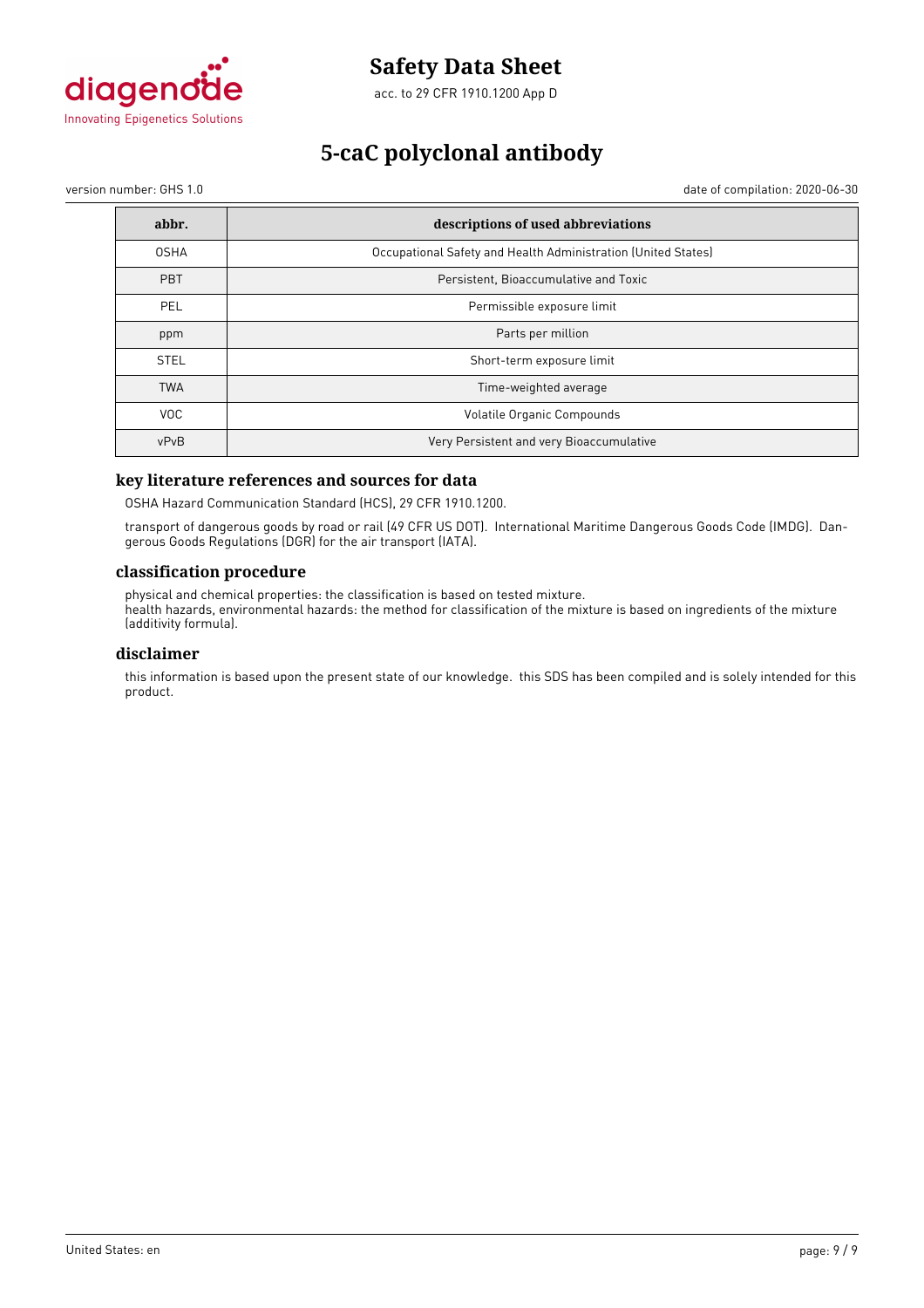| abbr. | descriptions of used abbreviations |
|---|---|
| OSHA | Occupational Safety and Health Administration (United States) |
| PBT | Persistent, Bioaccumulative and Toxic |
| PEL | Permissible exposure limit |
| ppm | Parts per million |
| STEL | Short-term exposure limit |
| TWA | Time-weighted average |
| VOC | Volatile Organic Compounds |
| vPvB | Very Persistent and very Bioaccumulative |

### key literature references and sources for data

OSHA Hazard Communication Standard (HCS), 29 CFR 1910.1200.

transport of dangerous goods by road or rail (49 CFR US DOT). International Maritime Dangerous Goods Code (IMDG). Dangerous Goods Regulations (DGR) for the air transport (IATA).

### classification procedure

physical and chemical properties: the classification is based on tested mixture.
health hazards, environmental hazards: the method for classification of the mixture is based on ingredients of the mixture (additivity formula).

### disclaimer

this information is based upon the present state of our knowledge. this SDS has been compiled and is solely intended for this product.